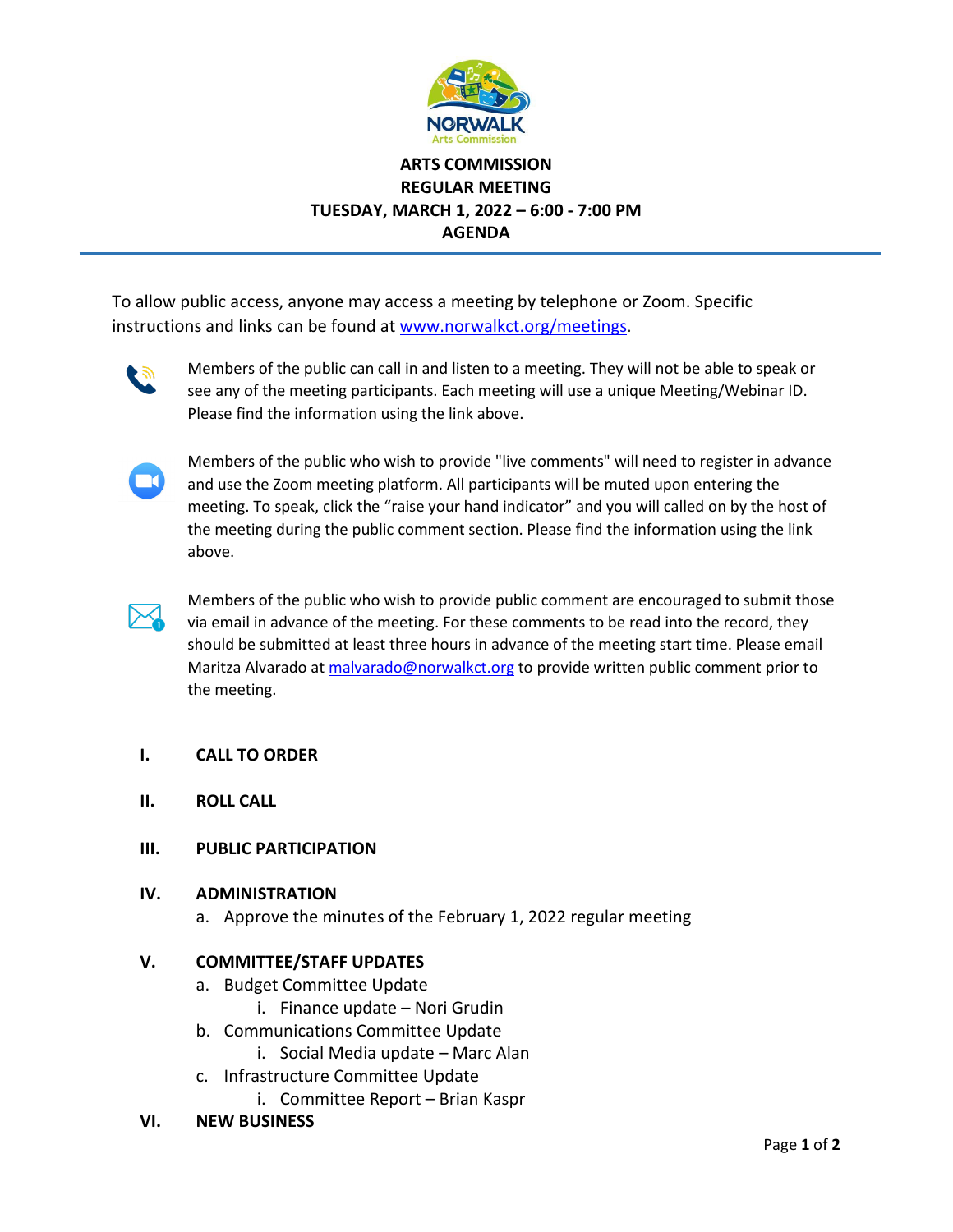NORWALK
Arts Commission

# ARTS COMMISSION
# REGULAR MEETING
# TUESDAY, MARCH 1, 2022 – 6:00 - 7:00 PM
# AGENDA

To allow public access, anyone may access a meeting by telephone or Zoom. Specific instructions and links can be found at www.norwalkct.org/meetings.

Members of the public can call in and listen to a meeting. They will not be able to speak or see any of the meeting participants. Each meeting will use a unique Meeting/Webinar ID. Please find the information using the link above.

Members of the public who wish to provide "live comments" will need to register in advance and use the Zoom meeting platform. All participants will be muted upon entering the meeting. To speak, click the "raise your hand indicator" and you will called on by the host of the meeting during the public comment section. Please find the information using the link above.

Members of the public who wish to provide public comment are encouraged to submit those via email in advance of the meeting. For these comments to be read into the record, they should be submitted at least three hours in advance of the meeting start time. Please email Maritza Alvarado at malvarado@norwalkct.org to provide written public comment prior to the meeting.

**I. CALL TO ORDER**

**II. ROLL CALL**

**III. PUBLIC PARTICIPATION**

**IV. ADMINISTRATION**

a. Approve the minutes of the February 1, 2022 regular meeting

**V. COMMITTEE/STAFF UPDATES**

a. Budget Committee Update
   i. Finance update – Nori Grudin
b. Communications Committee Update
   i. Social Media update – Marc Alan
c. Infrastructure Committee Update
   i. Committee Report – Brian Kaspr

**VI. NEW BUSINESS**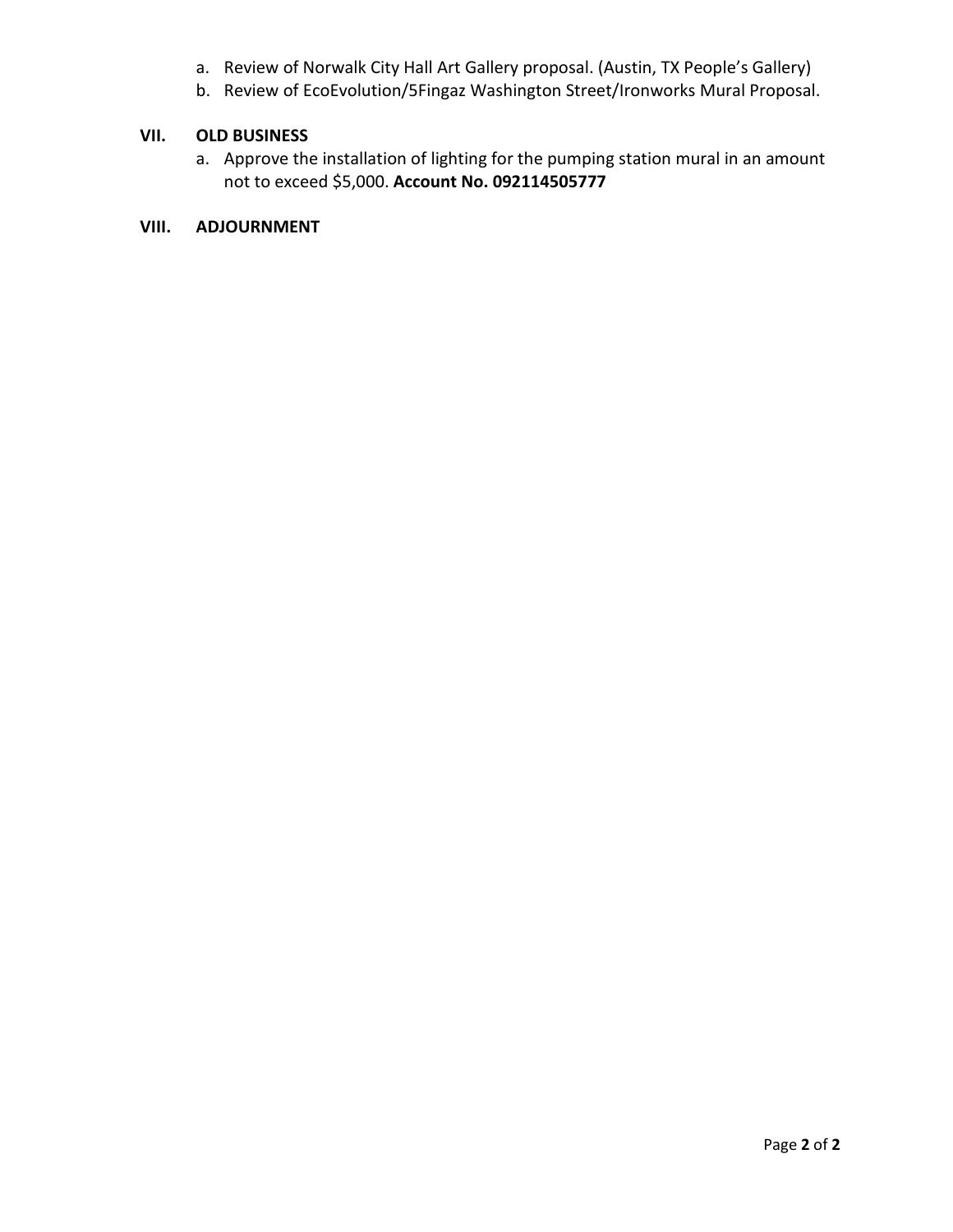a. Review of Norwalk City Hall Art Gallery proposal. (Austin, TX People's Gallery)
b. Review of EcoEvolution/5Fingaz Washington Street/Ironworks Mural Proposal.

## VII. OLD BUSINESS

a. Approve the installation of lighting for the pumping station mural in an amount not to exceed $5,000. **Account No. 092114505777**

## VIII. ADJOURNMENT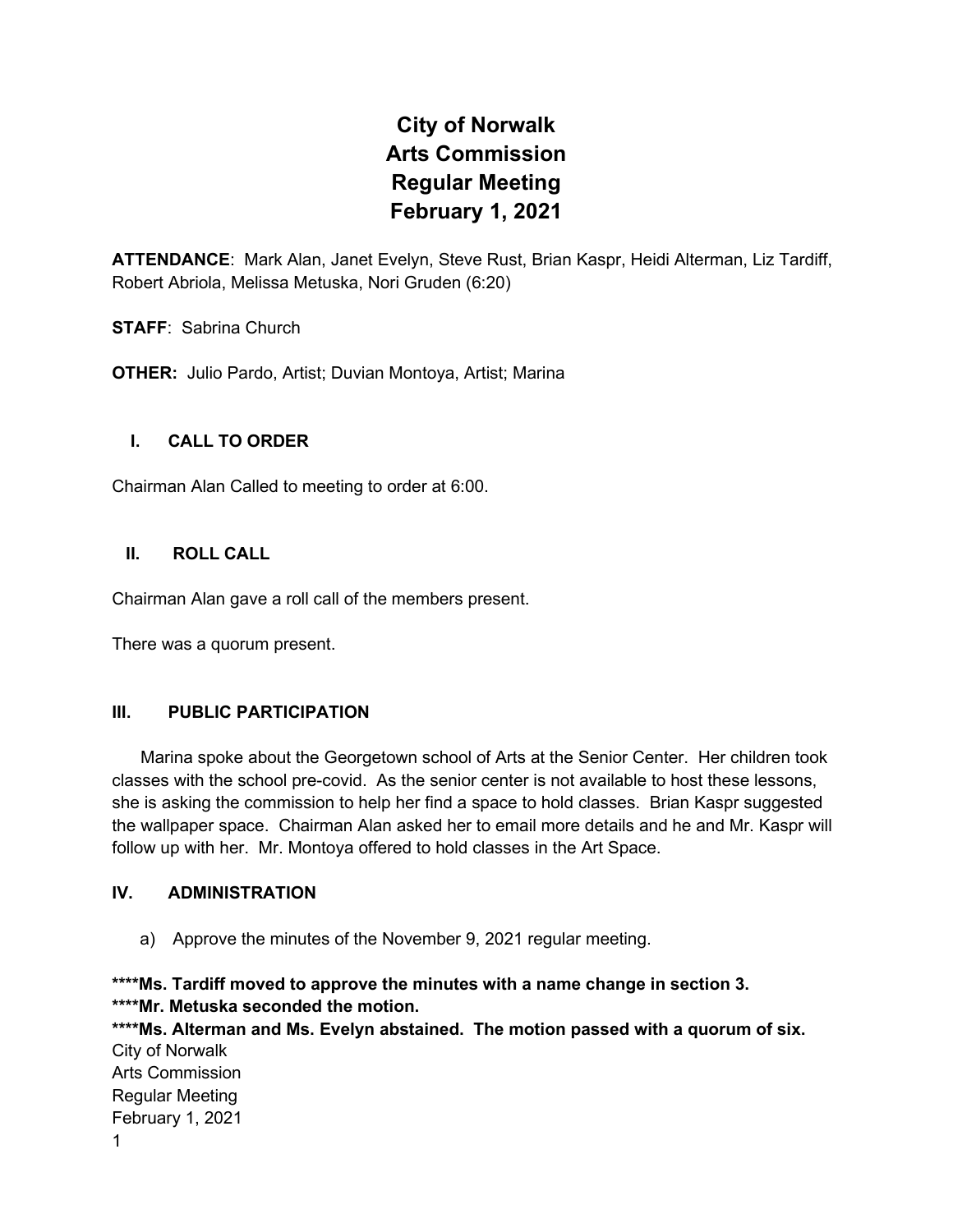# City of Norwalk
# Arts Commission
# Regular Meeting
# February 1, 2021

**ATTENDANCE**: Mark Alan, Janet Evelyn, Steve Rust, Brian Kaspr, Heidi Alterman, Liz Tardiff, Robert Abriola, Melissa Metuska, Nori Gruden (6:20)

**STAFF**: Sabrina Church

**OTHER:** Julio Pardo, Artist; Duvian Montoya, Artist; Marina

## I. CALL TO ORDER

Chairman Alan Called to meeting to order at 6:00.

## II. ROLL CALL

Chairman Alan gave a roll call of the members present.

There was a quorum present.

## III. PUBLIC PARTICIPATION

Marina spoke about the Georgetown school of Arts at the Senior Center. Her children took classes with the school pre-covid. As the senior center is not available to host these lessons, she is asking the commission to help her find a space to hold classes. Brian Kaspr suggested the wallpaper space. Chairman Alan asked her to email more details and he and Mr. Kaspr will follow up with her. Mr. Montoya offered to hold classes in the Art Space.

## IV. ADMINISTRATION

a) Approve the minutes of the November 9, 2021 regular meeting.

**\*\*\*\*Ms. Tardiff moved to approve the minutes with a name change in section 3.**
**\*\*\*\*Mr. Metuska seconded the motion.**
**\*\*\*\*Ms. Alterman and Ms. Evelyn abstained. The motion passed with a quorum of six.**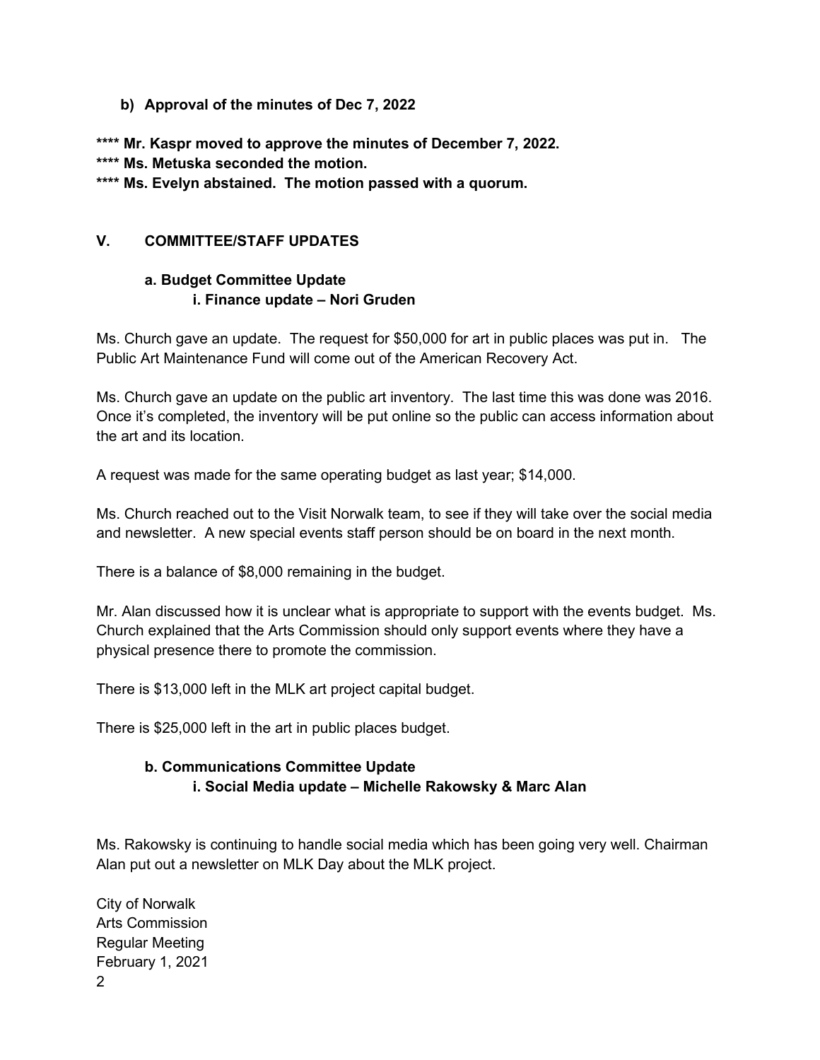**b) Approval of the minutes of Dec 7, 2022**

**\*\*\*\* Mr. Kaspr moved to approve the minutes of December 7, 2022.**
**\*\*\*\* Ms. Metuska seconded the motion.**
**\*\*\*\* Ms. Evelyn abstained. The motion passed with a quorum.**

## V. COMMITTEE/STAFF UPDATES

### a. Budget Committee Update

#### i. Finance update – Nori Gruden

Ms. Church gave an update. The request for $50,000 for art in public places was put in. The Public Art Maintenance Fund will come out of the American Recovery Act.

Ms. Church gave an update on the public art inventory. The last time this was done was 2016. Once it's completed, the inventory will be put online so the public can access information about the art and its location.

A request was made for the same operating budget as last year; $14,000.

Ms. Church reached out to the Visit Norwalk team, to see if they will take over the social media and newsletter. A new special events staff person should be on board in the next month.

There is a balance of $8,000 remaining in the budget.

Mr. Alan discussed how it is unclear what is appropriate to support with the events budget. Ms. Church explained that the Arts Commission should only support events where they have a physical presence there to promote the commission.

There is $13,000 left in the MLK art project capital budget.

There is $25,000 left in the art in public places budget.

### b. Communications Committee Update

#### i. Social Media update – Michelle Rakowsky & Marc Alan

Ms. Rakowsky is continuing to handle social media which has been going very well. Chairman Alan put out a newsletter on MLK Day about the MLK project.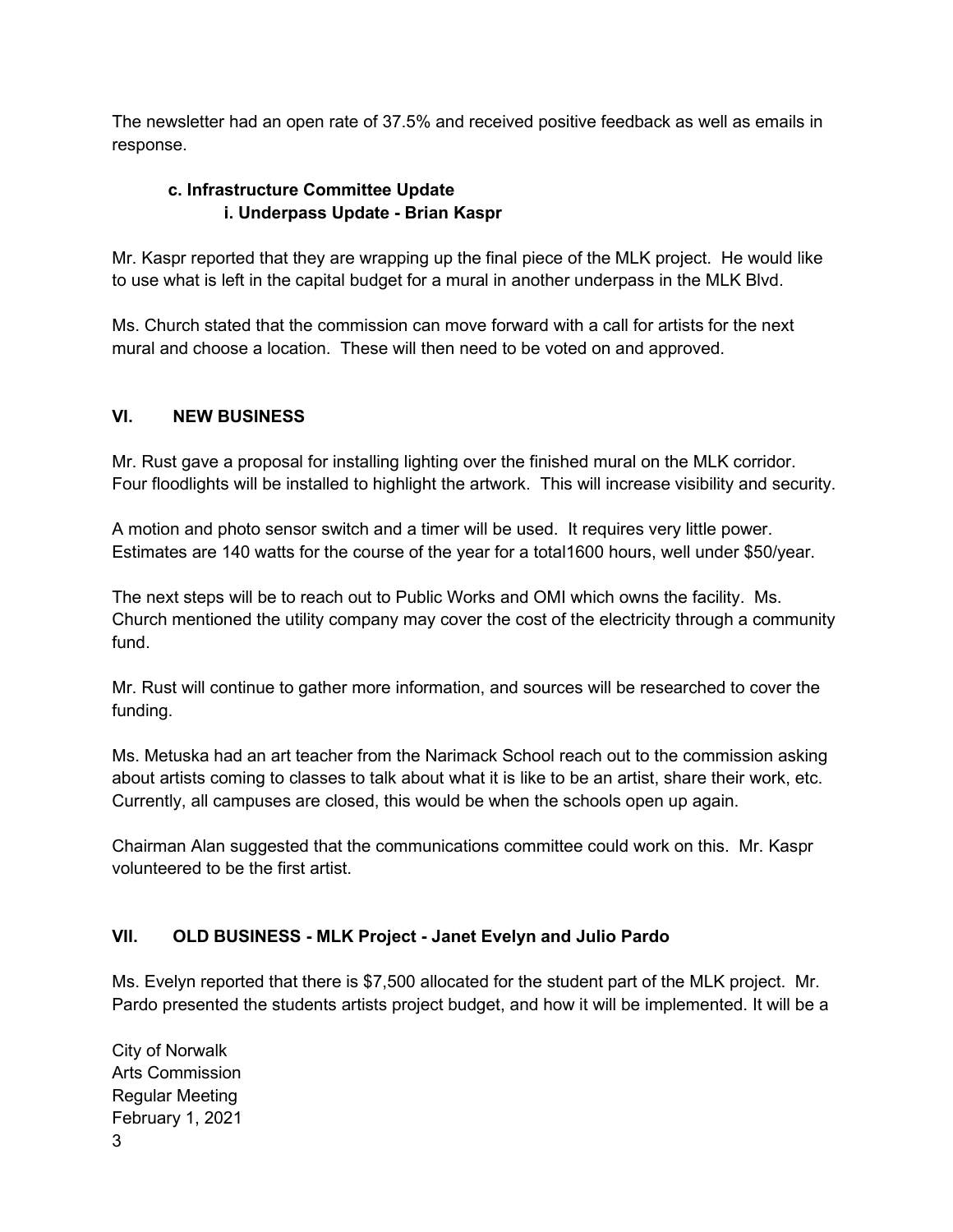The newsletter had an open rate of 37.5% and received positive feedback as well as emails in response.

**c. Infrastructure Committee Update**

**i. Underpass Update - Brian Kaspr**

Mr. Kaspr reported that they are wrapping up the final piece of the MLK project. He would like to use what is left in the capital budget for a mural in another underpass in the MLK Blvd.

Ms. Church stated that the commission can move forward with a call for artists for the next mural and choose a location. These will then need to be voted on and approved.

## VI. NEW BUSINESS

Mr. Rust gave a proposal for installing lighting over the finished mural on the MLK corridor. Four floodlights will be installed to highlight the artwork. This will increase visibility and security.

A motion and photo sensor switch and a timer will be used. It requires very little power. Estimates are 140 watts for the course of the year for a total1600 hours, well under $50/year.

The next steps will be to reach out to Public Works and OMI which owns the facility. Ms. Church mentioned the utility company may cover the cost of the electricity through a community fund.

Mr. Rust will continue to gather more information, and sources will be researched to cover the funding.

Ms. Metuska had an art teacher from the Narimack School reach out to the commission asking about artists coming to classes to talk about what it is like to be an artist, share their work, etc. Currently, all campuses are closed, this would be when the schools open up again.

Chairman Alan suggested that the communications committee could work on this. Mr. Kaspr volunteered to be the first artist.

## VII. OLD BUSINESS - MLK Project - Janet Evelyn and Julio Pardo

Ms. Evelyn reported that there is $7,500 allocated for the student part of the MLK project. Mr. Pardo presented the students artists project budget, and how it will be implemented. It will be a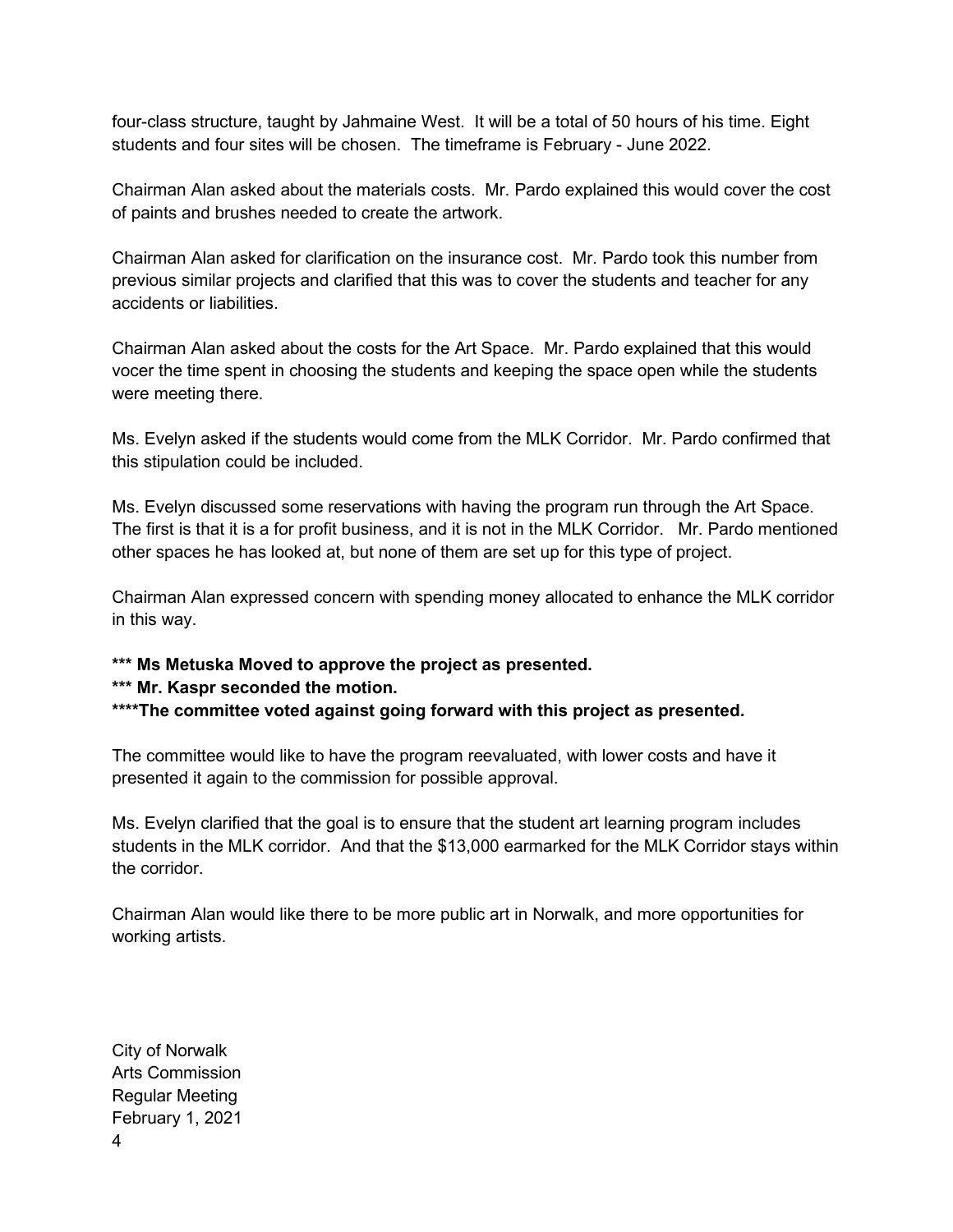four-class structure, taught by Jahmaine West. It will be a total of 50 hours of his time. Eight students and four sites will be chosen. The timeframe is February - June 2022.

Chairman Alan asked about the materials costs. Mr. Pardo explained this would cover the cost of paints and brushes needed to create the artwork.

Chairman Alan asked for clarification on the insurance cost. Mr. Pardo took this number from previous similar projects and clarified that this was to cover the students and teacher for any accidents or liabilities.

Chairman Alan asked about the costs for the Art Space. Mr. Pardo explained that this would vocer the time spent in choosing the students and keeping the space open while the students were meeting there.

Ms. Evelyn asked if the students would come from the MLK Corridor. Mr. Pardo confirmed that this stipulation could be included.

Ms. Evelyn discussed some reservations with having the program run through the Art Space. The first is that it is a for profit business, and it is not in the MLK Corridor. Mr. Pardo mentioned other spaces he has looked at, but none of them are set up for this type of project.

Chairman Alan expressed concern with spending money allocated to enhance the MLK corridor in this way.

**\*\*\* Ms Metuska Moved to approve the project as presented.**
**\*\*\* Mr. Kaspr seconded the motion.**
**\*\*\*\*The committee voted against going forward with this project as presented.**

The committee would like to have the program reevaluated, with lower costs and have it presented it again to the commission for possible approval.

Ms. Evelyn clarified that the goal is to ensure that the student art learning program includes students in the MLK corridor. And that the $13,000 earmarked for the MLK Corridor stays within the corridor.

Chairman Alan would like there to be more public art in Norwalk, and more opportunities for working artists.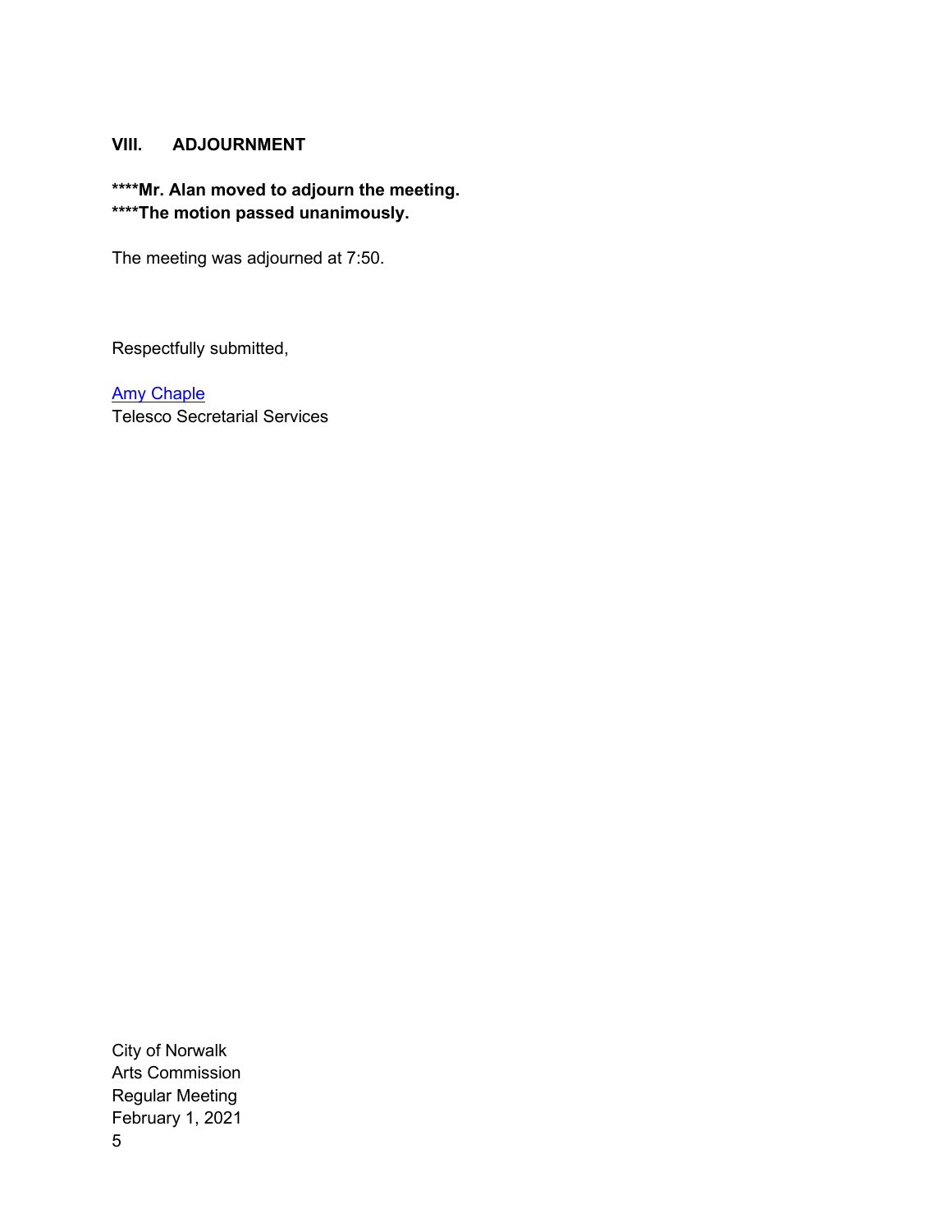## VIII. ADJOURNMENT

**\*\*\*\*Mr. Alan moved to adjourn the meeting.**
**\*\*\*\*The motion passed unanimously.**

The meeting was adjourned at 7:50.

Respectfully submitted,

Amy Chaple
Telesco Secretarial Services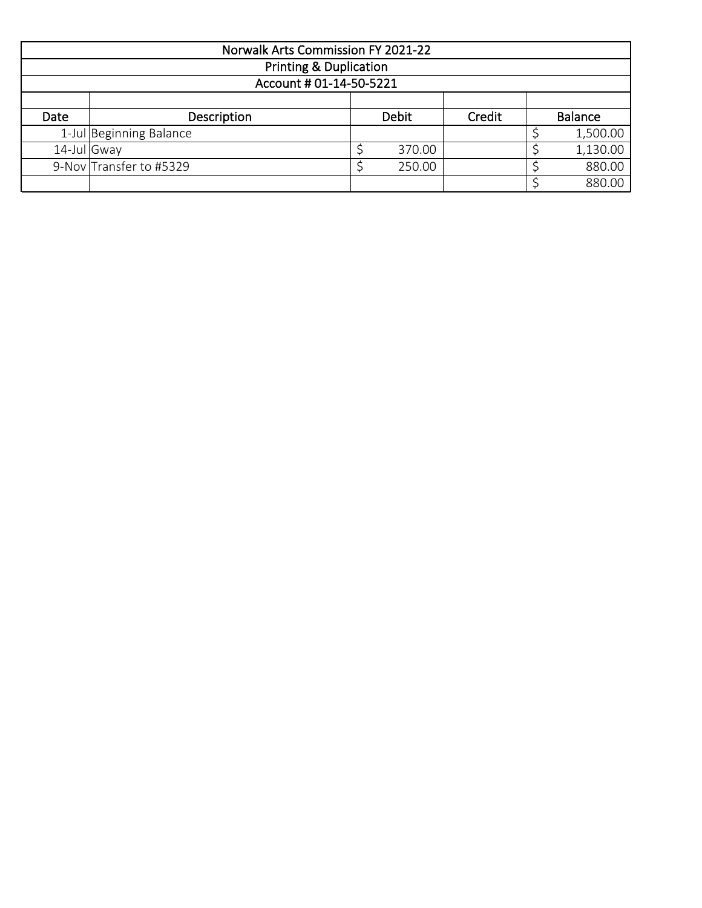| Norwalk Arts Commission FY 2021-22 | | | | |
|---|---|---|---|---|
| Printing & Duplication | | | | |
| Account # 01-14-50-5221 | | | | |
| | | | | |
| Date | Description | Debit | Credit | Balance |
| 1-Jul | Beginning Balance | | | $ 1,500.00 |
| 14-Jul | Gway | $ 370.00 | | $ 1,130.00 |
| 9-Nov | Transfer to #5329 | $ 250.00 | | $ 880.00 |
| | | | | $ 880.00 |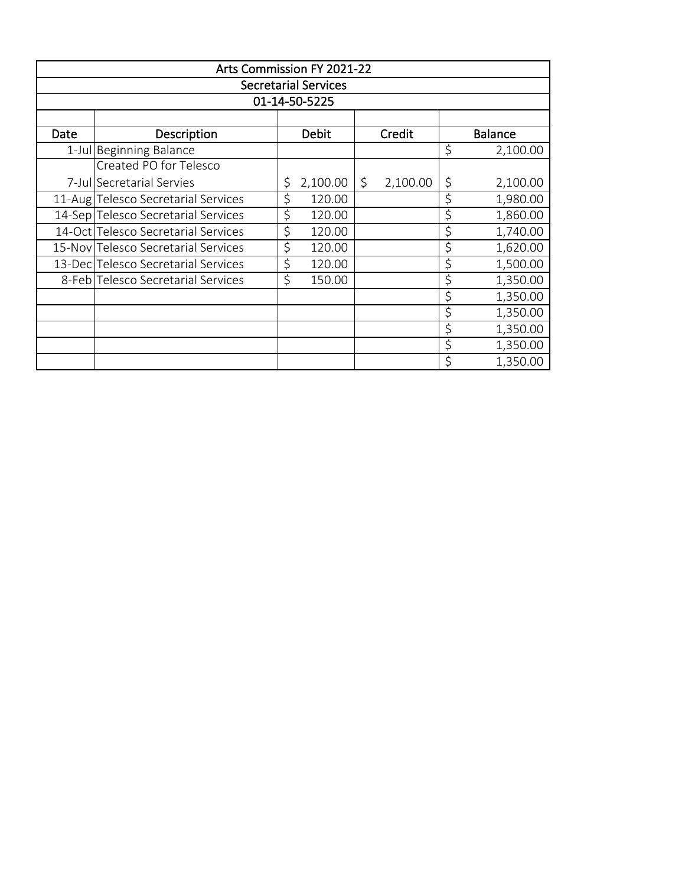| Arts Commission FY 2021-22 | | | | |
|---|---|---|---|---|
| Secretarial Services | | | | |
| 01-14-50-5225 | | | | |
| | | | | |
| **Date** | **Description** | **Debit** | **Credit** | **Balance** |
| 1-Jul | Beginning Balance | | | $ 2,100.00 |
| 7-Jul | Created PO for Telesco Secretarial Servies | $ 2,100.00 | $ 2,100.00 | $ 2,100.00 |
| 11-Aug | Telesco Secretarial Services | $ 120.00 | | $ 1,980.00 |
| 14-Sep | Telesco Secretarial Services | $ 120.00 | | $ 1,860.00 |
| 14-Oct | Telesco Secretarial Services | $ 120.00 | | $ 1,740.00 |
| 15-Nov | Telesco Secretarial Services | $ 120.00 | | $ 1,620.00 |
| 13-Dec | Telesco Secretarial Services | $ 120.00 | | $ 1,500.00 |
| 8-Feb | Telesco Secretarial Services | $ 150.00 | | $ 1,350.00 |
| | | | | $ 1,350.00 |
| | | | | $ 1,350.00 |
| | | | | $ 1,350.00 |
| | | | | $ 1,350.00 |
| | | | | $ 1,350.00 |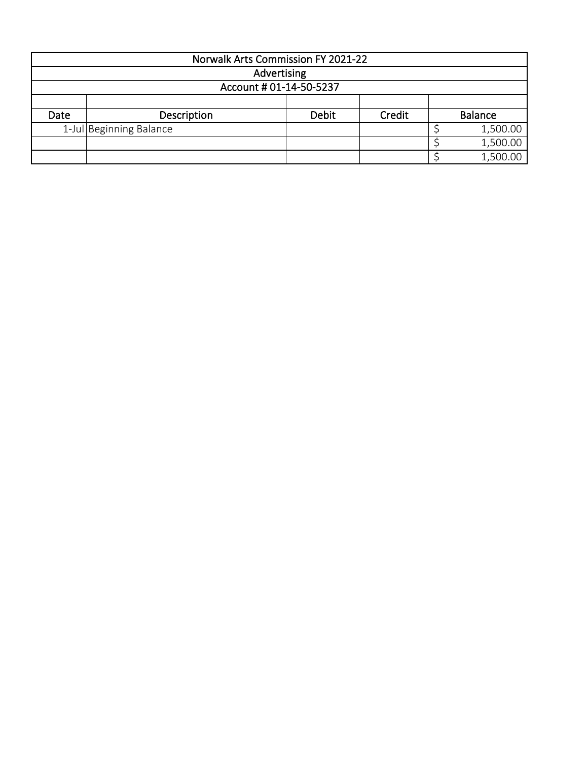| Norwalk Arts Commission FY 2021-22 | | | | |
|---|---|---|---|---|
| Advertising | | | | |
| Account # 01-14-50-5237 | | | | |
| | | | | |
| Date | Description | Debit | Credit | Balance |
| 1-Jul | Beginning Balance | | | $ 1,500.00 |
| | | | | $ 1,500.00 |
| | | | | $ 1,500.00 |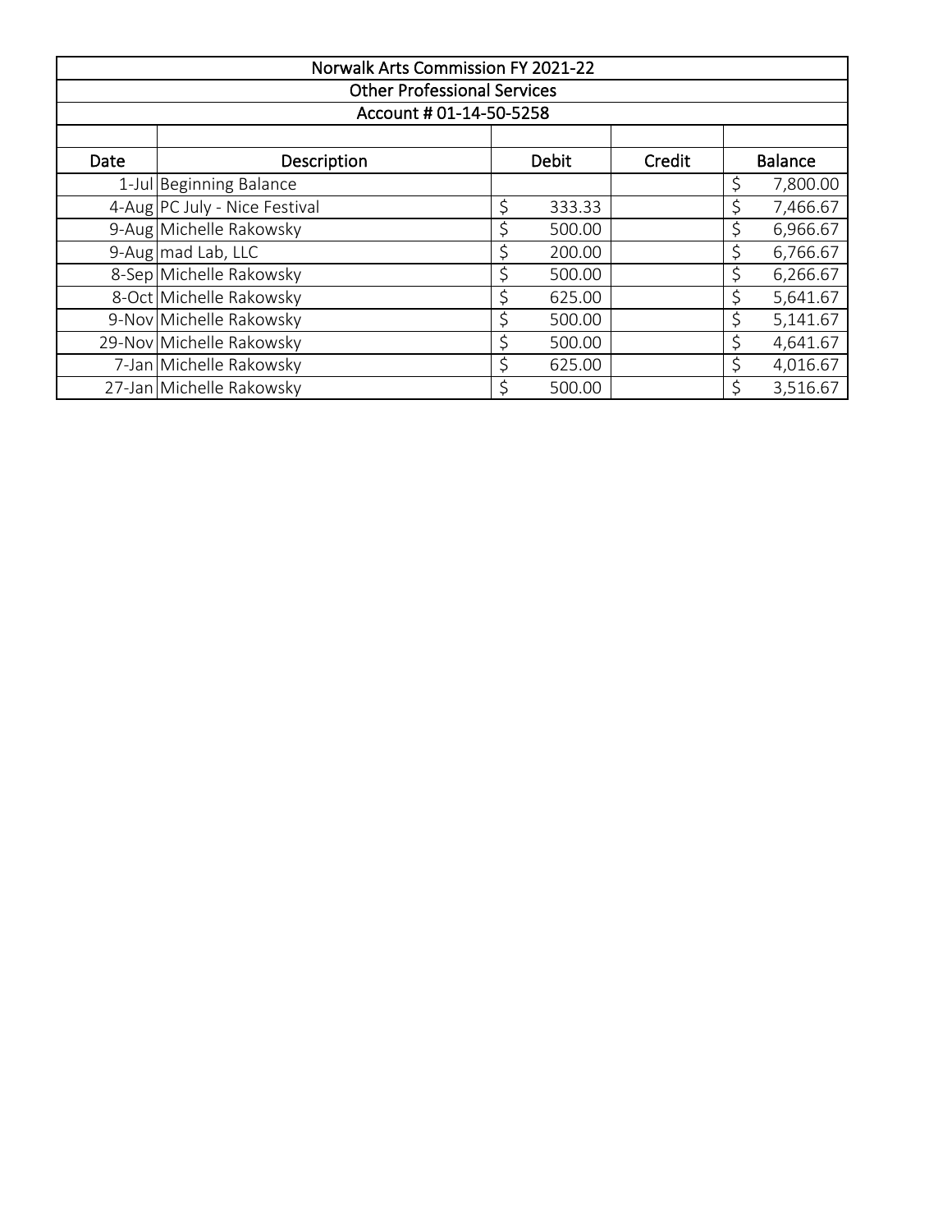| Norwalk Arts Commission FY 2021-22 | | | | |
|---|---|---|---|---|
| Other Professional Services | | | | |
| Account # 01-14-50-5258 | | | | |
| | | | | |
| Date | Description | Debit | Credit | Balance |
| 1-Jul | Beginning Balance | | | $ 7,800.00 |
| 4-Aug | PC July - Nice Festival | $ 333.33 | | $ 7,466.67 |
| 9-Aug | Michelle Rakowsky | $ 500.00 | | $ 6,966.67 |
| 9-Aug | mad Lab, LLC | $ 200.00 | | $ 6,766.67 |
| 8-Sep | Michelle Rakowsky | $ 500.00 | | $ 6,266.67 |
| 8-Oct | Michelle Rakowsky | $ 625.00 | | $ 5,641.67 |
| 9-Nov | Michelle Rakowsky | $ 500.00 | | $ 5,141.67 |
| 29-Nov | Michelle Rakowsky | $ 500.00 | | $ 4,641.67 |
| 7-Jan | Michelle Rakowsky | $ 625.00 | | $ 4,016.67 |
| 27-Jan | Michelle Rakowsky | $ 500.00 | | $ 3,516.67 |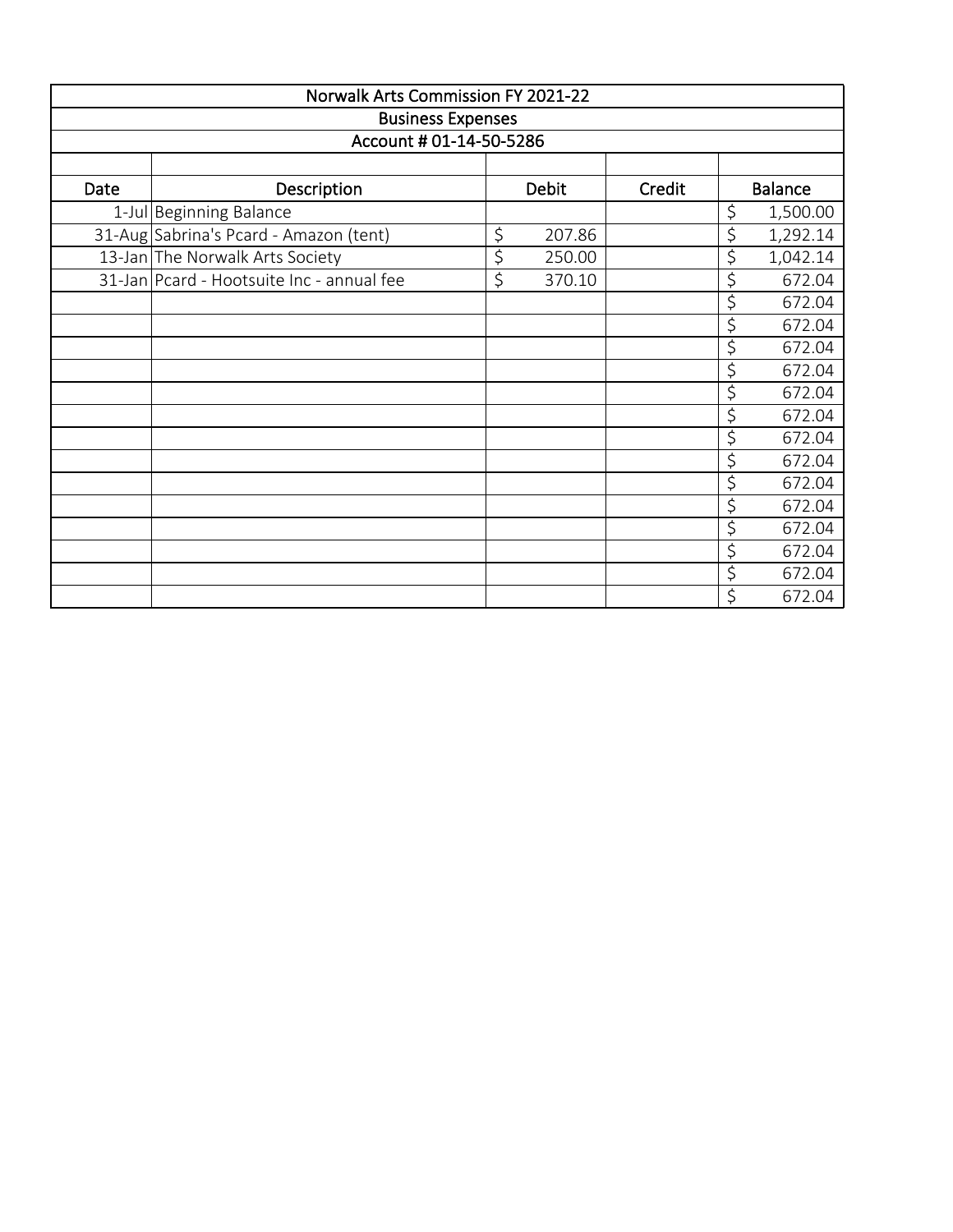| Norwalk Arts Commission FY 2021-22 | | | | |
|---|---|---|---|---|
| Business Expenses | | | | |
| Account # 01-14-50-5286 | | | | |
| | | | | |
| **Date** | **Description** | **Debit** | **Credit** | **Balance** |
| 1-Jul | Beginning Balance | | | $ 1,500.00 |
| 31-Aug | Sabrina's Pcard - Amazon (tent) | $ 207.86 | | $ 1,292.14 |
| 13-Jan | The Norwalk Arts Society | $ 250.00 | | $ 1,042.14 |
| 31-Jan | Pcard - Hootsuite Inc - annual fee | $ 370.10 | | $ 672.04 |
| | | | | $ 672.04 |
| | | | | $ 672.04 |
| | | | | $ 672.04 |
| | | | | $ 672.04 |
| | | | | $ 672.04 |
| | | | | $ 672.04 |
| | | | | $ 672.04 |
| | | | | $ 672.04 |
| | | | | $ 672.04 |
| | | | | $ 672.04 |
| | | | | $ 672.04 |
| | | | | $ 672.04 |
| | | | | $ 672.04 |
| | | | | $ 672.04 |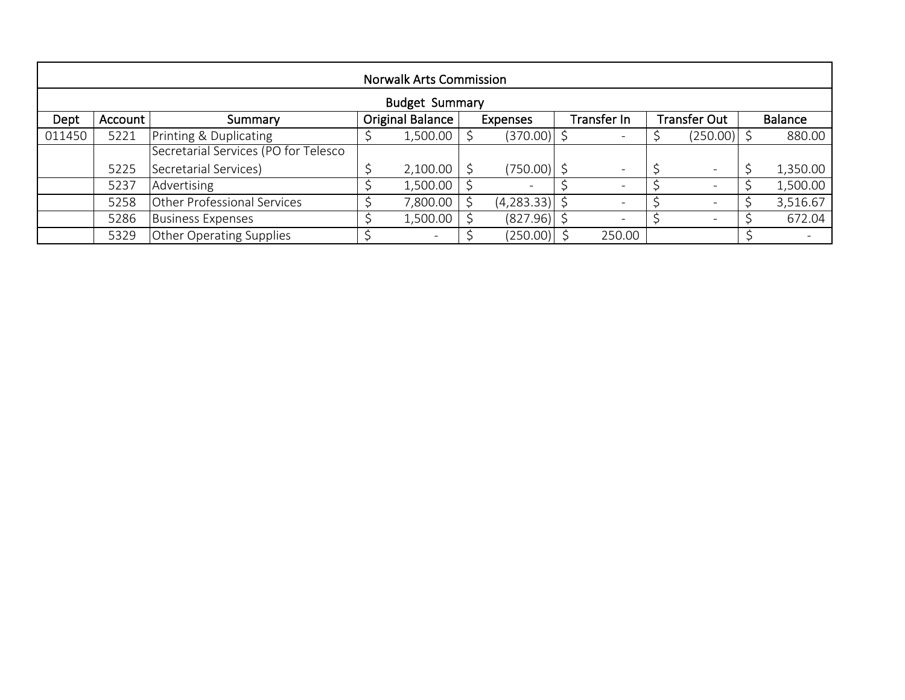| Norwalk Arts Commission | | | | | | | |
|---|---|---|---|---|---|---|---|
| Budget Summary | | | | | | | |
| Dept | Account | Summary | Original Balance | Expenses | Transfer In | Transfer Out | Balance |
| 011450 | 5221 | Printing & Duplicating | $ 1,500.00 | $ (370.00) | $ - | $ (250.00) | $ 880.00 |
| | 5225 | Secretarial Services (PO for Telesco Secretarial Services) | $ 2,100.00 | $ (750.00) | $ - | $ - | $ 1,350.00 |
| | 5237 | Advertising | $ 1,500.00 | $ - | $ - | $ - | $ 1,500.00 |
| | 5258 | Other Professional Services | $ 7,800.00 | $ (4,283.33) | $ - | $ - | $ 3,516.67 |
| | 5286 | Business Expenses | $ 1,500.00 | $ (827.96) | $ - | $ - | $ 672.04 |
| | 5329 | Other Operating Supplies | $ - | $ (250.00) | $ 250.00 | | $ - |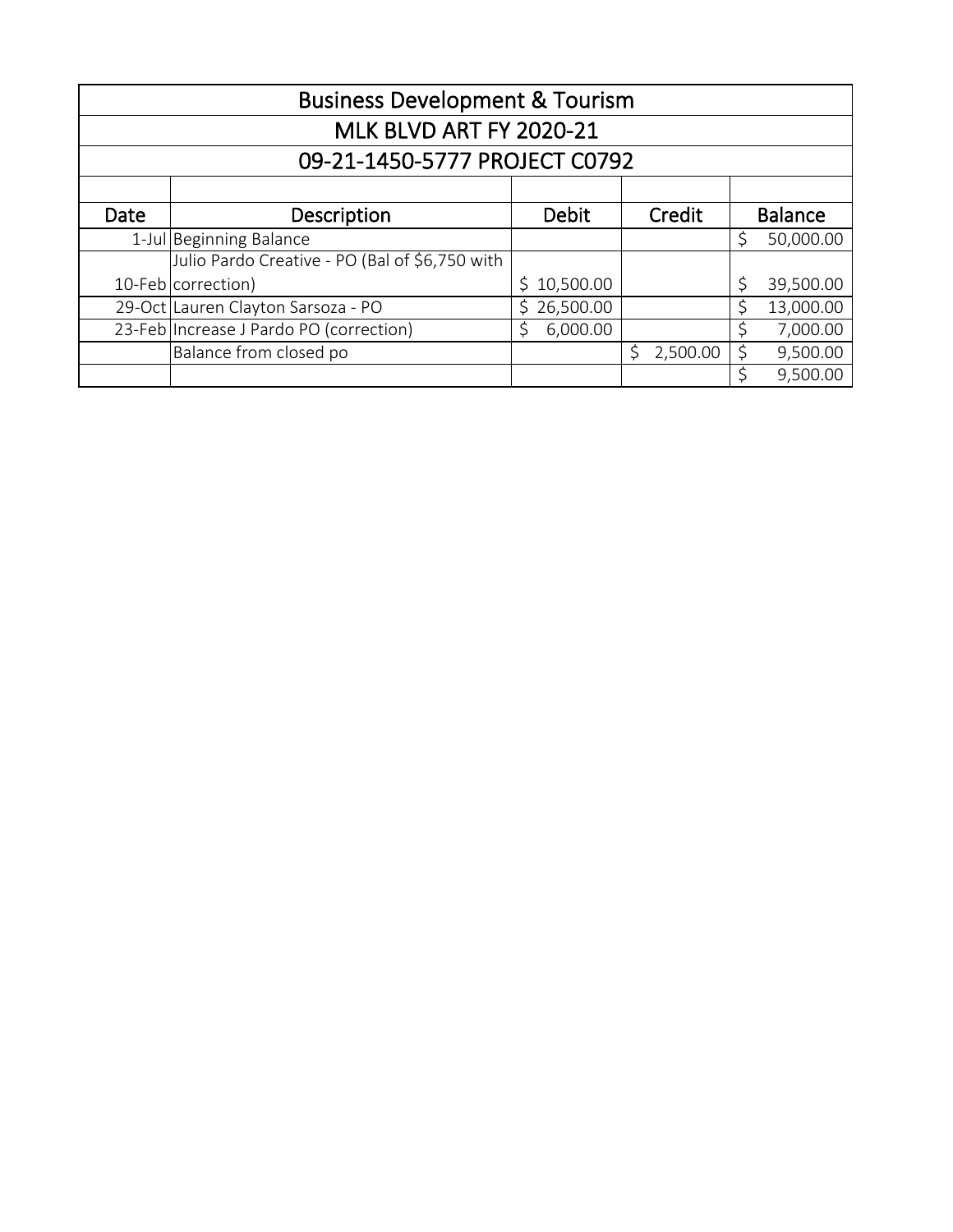| Business Development & Tourism | | | | |
|---|---|---|---|---|
| MLK BLVD ART FY 2020-21 | | | | |
| 09-21-1450-5777 PROJECT C0792 | | | | |
| | | | | |
| **Date** | **Description** | **Debit** | **Credit** | **Balance** |
| 1-Jul | Beginning Balance | | | $ 50,000.00 |
| 10-Feb | Julio Pardo Creative - PO (Bal of $6,750 with correction) | $ 10,500.00 | | $ 39,500.00 |
| 29-Oct | Lauren Clayton Sarsoza - PO | $ 26,500.00 | | $ 13,000.00 |
| 23-Feb | Increase J Pardo PO (correction) | $ 6,000.00 | | $ 7,000.00 |
| | Balance from closed po | | $ 2,500.00 | $ 9,500.00 |
| | | | | $ 9,500.00 |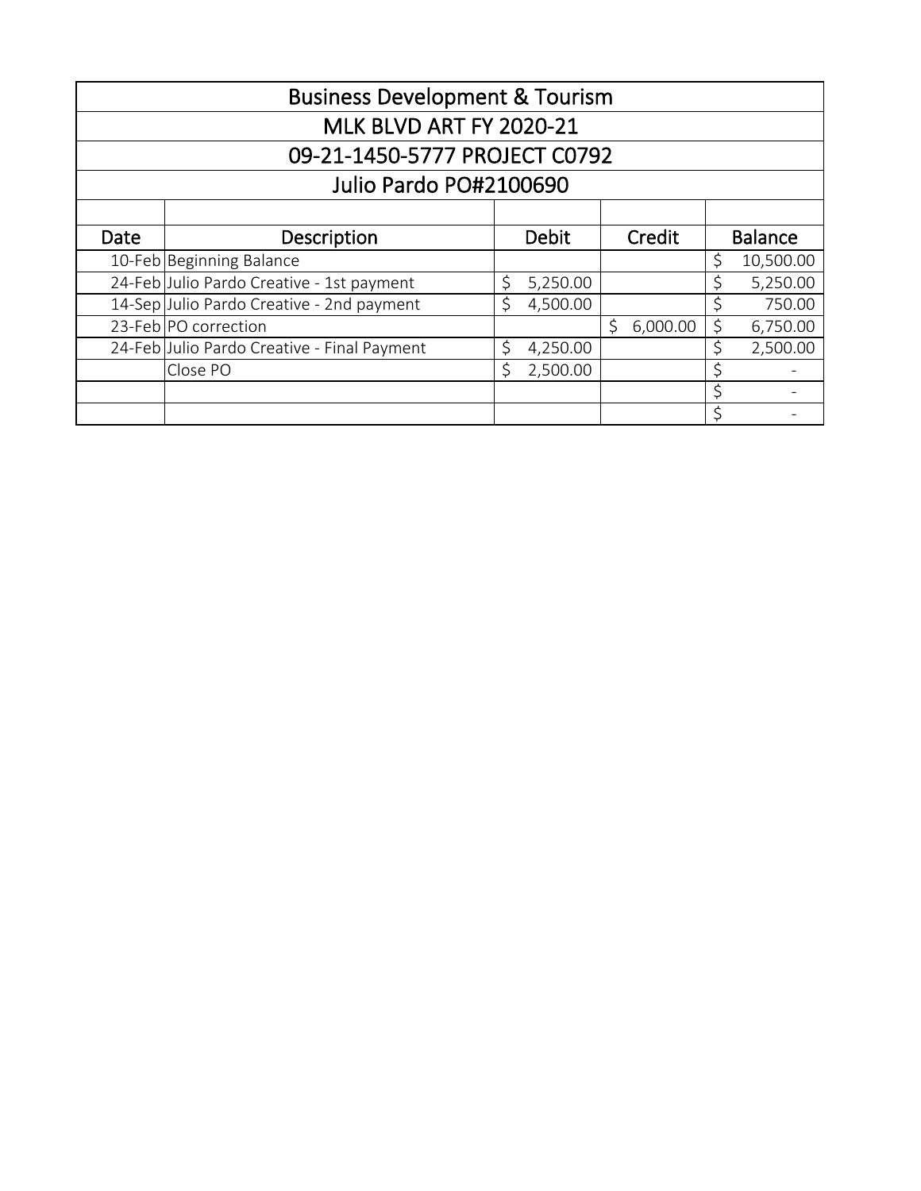| Business Development & Tourism | | | | |
|---|---|---|---|---|
| MLK BLVD ART FY 2020-21 | | | | |
| 09-21-1450-5777 PROJECT C0792 | | | | |
| Julio Pardo PO#2100690 | | | | |
| | | | | |
| **Date** | **Description** | **Debit** | **Credit** | **Balance** |
| 10-Feb | Beginning Balance | | | $ 10,500.00 |
| 24-Feb | Julio Pardo Creative - 1st payment | $ 5,250.00 | | $ 5,250.00 |
| 14-Sep | Julio Pardo Creative - 2nd payment | $ 4,500.00 | | $ 750.00 |
| 23-Feb | PO correction | | $ 6,000.00 | $ 6,750.00 |
| 24-Feb | Julio Pardo Creative - Final Payment | $ 4,250.00 | | $ 2,500.00 |
| | Close PO | $ 2,500.00 | | $ - |
| | | | | $ - |
| | | | | $ - |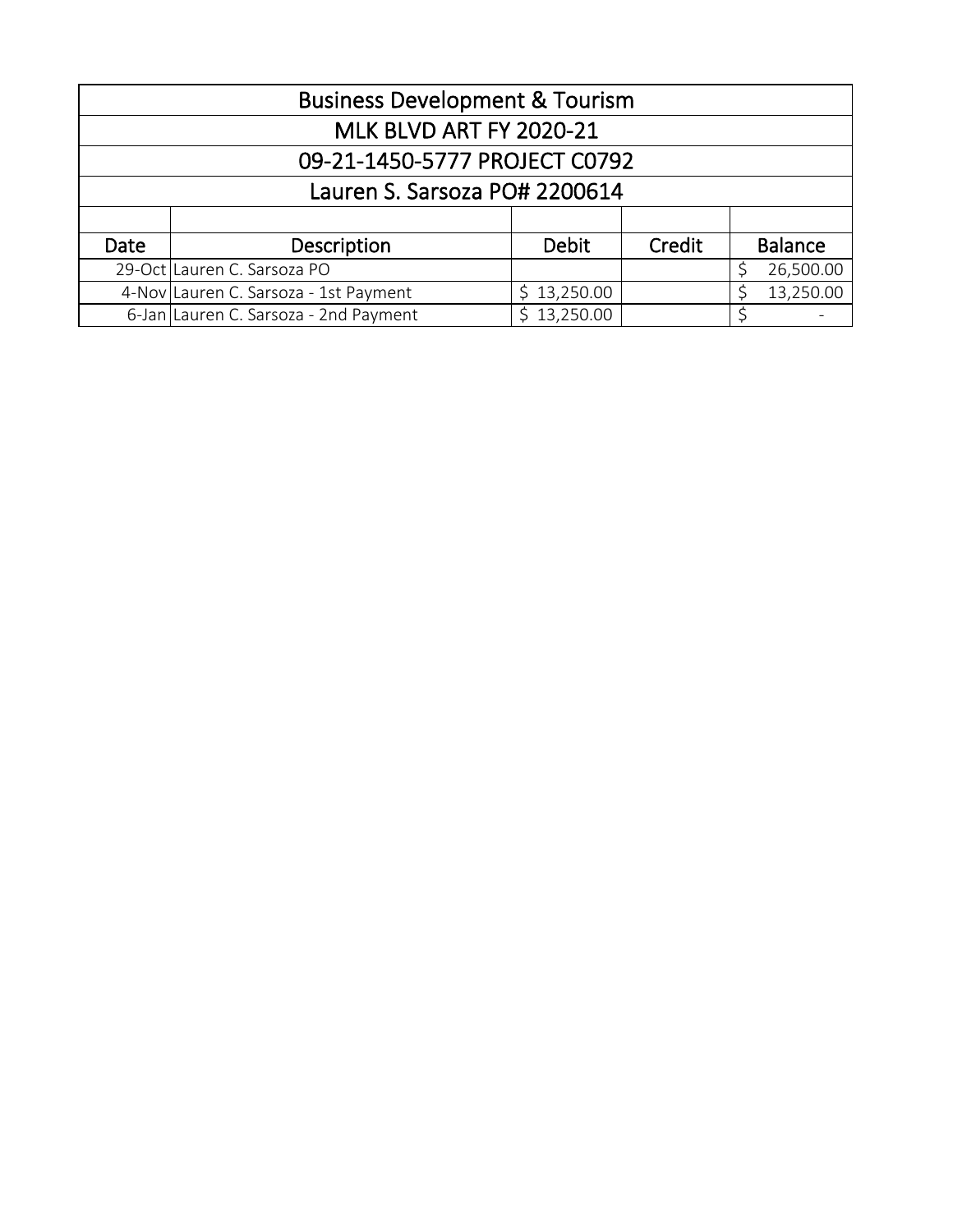| Business Development & Tourism | | | | |
|---|---|---|---|---|
| MLK BLVD ART FY 2020-21 | | | | |
| 09-21-1450-5777 PROJECT C0792 | | | | |
| Lauren S. Sarsoza PO# 2200614 | | | | |
| | | | | |
| Date | Description | Debit | Credit | Balance |
| 29-Oct | Lauren C. Sarsoza PO | | | $ 26,500.00 |
| 4-Nov | Lauren C. Sarsoza - 1st Payment | $ 13,250.00 | | $ 13,250.00 |
| 6-Jan | Lauren C. Sarsoza - 2nd Payment | $ 13,250.00 | | $ - |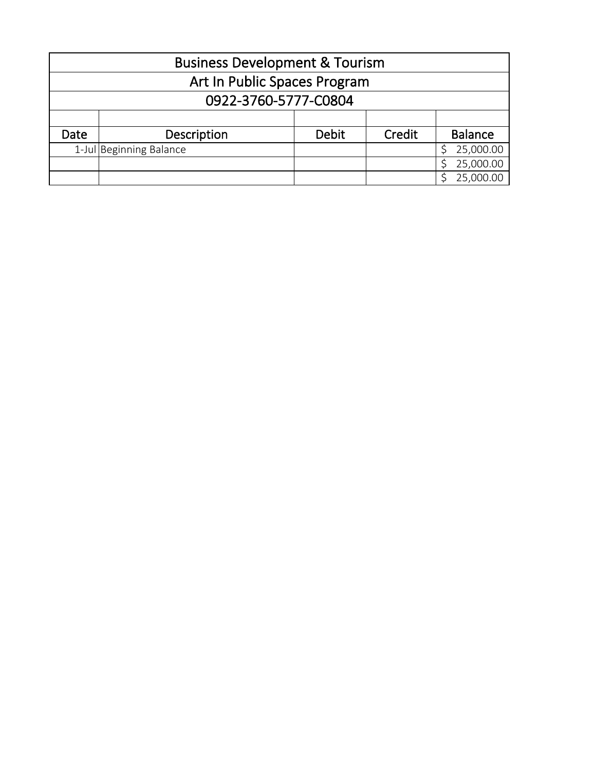| Business Development & Tourism | | | | |
|---|---|---|---|---|
| Art In Public Spaces Program | | | | |
| 0922-3760-5777-C0804 | | | | |
| | | | | |
| Date | Description | Debit | Credit | Balance |
| 1-Jul | Beginning Balance | | | $ 25,000.00 |
| | | | | $ 25,000.00 |
| | | | | $ 25,000.00 |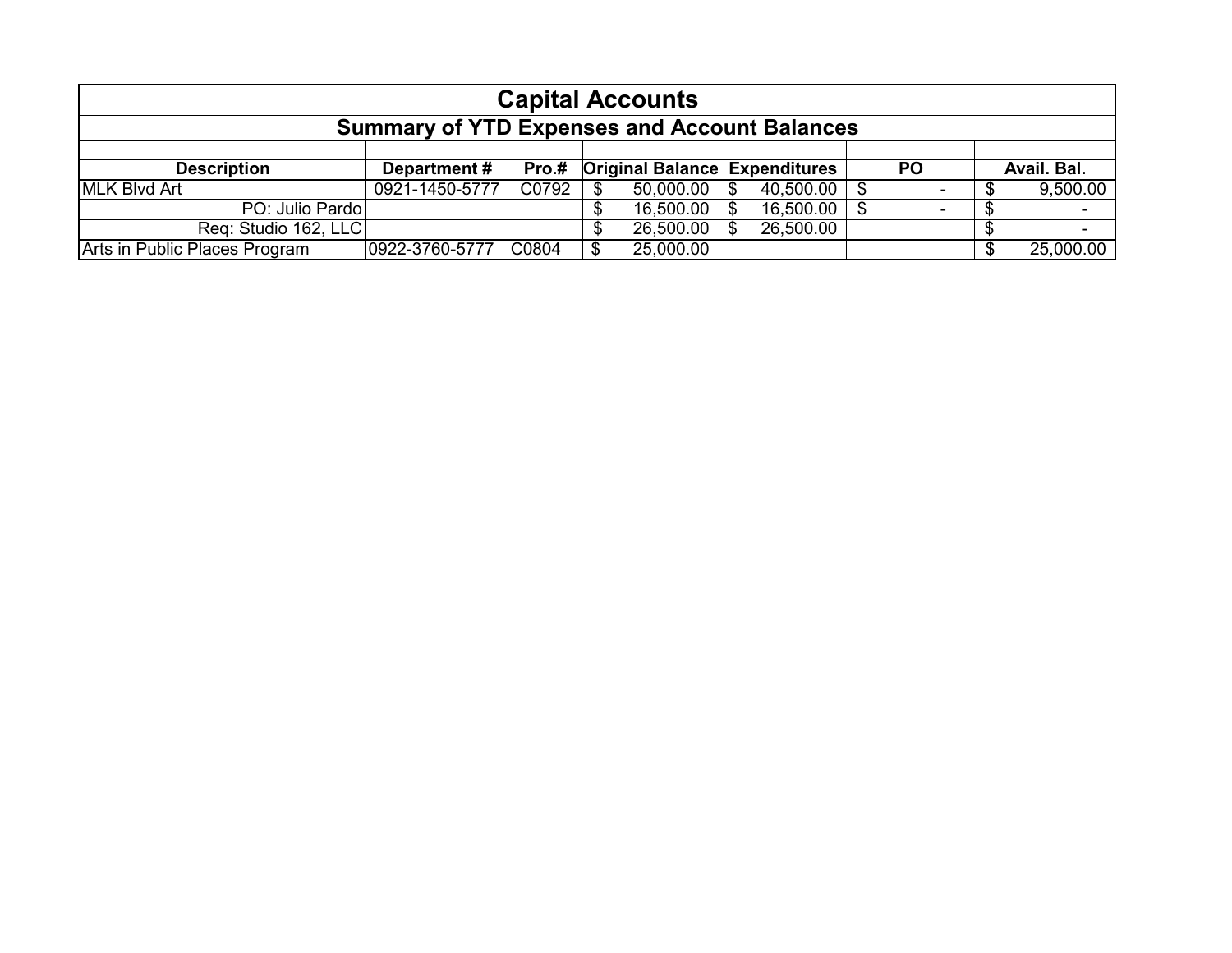# Capital Accounts

## Summary of YTD Expenses and Account Balances

| Description | Department # | Pro.# | Original Balance | Expenditures | PO | Avail. Bal. |
|---|---|---|---|---|---|---|
| MLK Blvd Art | 0921-1450-5777 | C0792 | $ 50,000.00 | $ 40,500.00 | $ - | $ 9,500.00 |
| PO: Julio Pardo | | | $ 16,500.00 | $ 16,500.00 | $ - | $ - |
| Req: Studio 162, LLC | | | $ 26,500.00 | $ 26,500.00 | | $ - |
| Arts in Public Places Program | 0922-3760-5777 | C0804 | $ 25,000.00 | | | $ 25,000.00 |